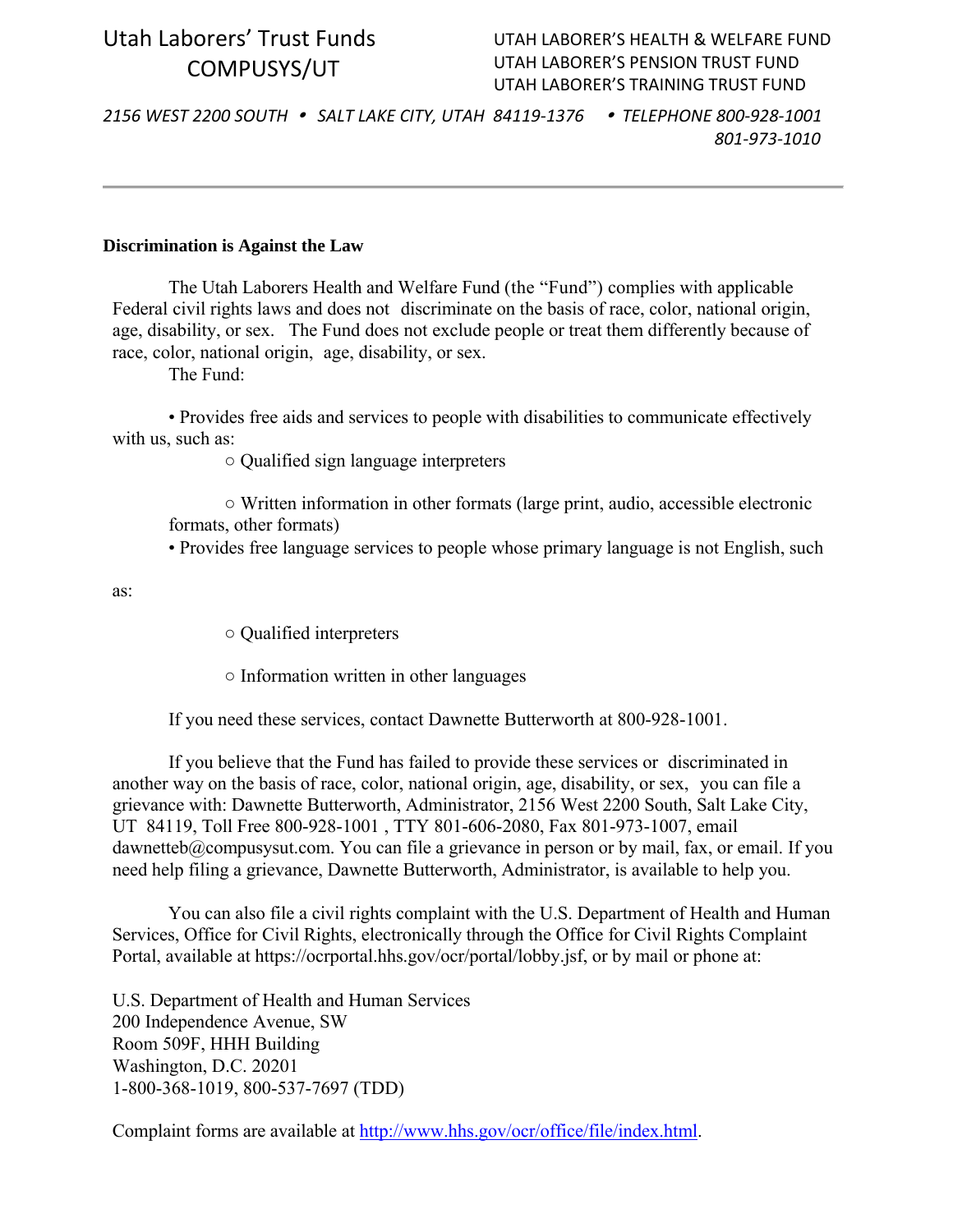Utah Laborers' Trust Funds
COMPUSYS/UT

UTAH LABORER'S HEALTH & WELFARE FUND
UTAH LABORER'S PENSION TRUST FUND
UTAH LABORER'S TRAINING TRUST FUND

*2156 WEST 2200 SOUTH • SALT LAKE CITY, UTAH 84119-1376 • TELEPHONE 800-928-1001*
*801-973-1010*

---

**Discrimination is Against the Law**

The Utah Laborers Health and Welfare Fund (the "Fund") complies with applicable Federal civil rights laws and does not discriminate on the basis of race, color, national origin, age, disability, or sex. The Fund does not exclude people or treat them differently because of race, color, national origin, age, disability, or sex.

The Fund:

- Provides free aids and services to people with disabilities to communicate effectively with us, such as:
  - Qualified sign language interpreters
  - Written information in other formats (large print, audio, accessible electronic formats, other formats)
- Provides free language services to people whose primary language is not English, such as:
  - Qualified interpreters
  - Information written in other languages

If you need these services, contact Dawnette Butterworth at 800-928-1001.

If you believe that the Fund has failed to provide these services or discriminated in another way on the basis of race, color, national origin, age, disability, or sex, you can file a grievance with: Dawnette Butterworth, Administrator, 2156 West 2200 South, Salt Lake City, UT 84119, Toll Free 800-928-1001 , TTY 801-606-2080, Fax 801-973-1007, email dawnetteb@compusysut.com. You can file a grievance in person or by mail, fax, or email. If you need help filing a grievance, Dawnette Butterworth, Administrator, is available to help you.

You can also file a civil rights complaint with the U.S. Department of Health and Human Services, Office for Civil Rights, electronically through the Office for Civil Rights Complaint Portal, available at https://ocrportal.hhs.gov/ocr/portal/lobby.jsf, or by mail or phone at:

U.S. Department of Health and Human Services
200 Independence Avenue, SW
Room 509F, HHH Building
Washington, D.C. 20201
1-800-368-1019, 800-537-7697 (TDD)

Complaint forms are available at [http://www.hhs.gov/ocr/office/file/index.html](http://www.hhs.gov/ocr/office/file/index.html).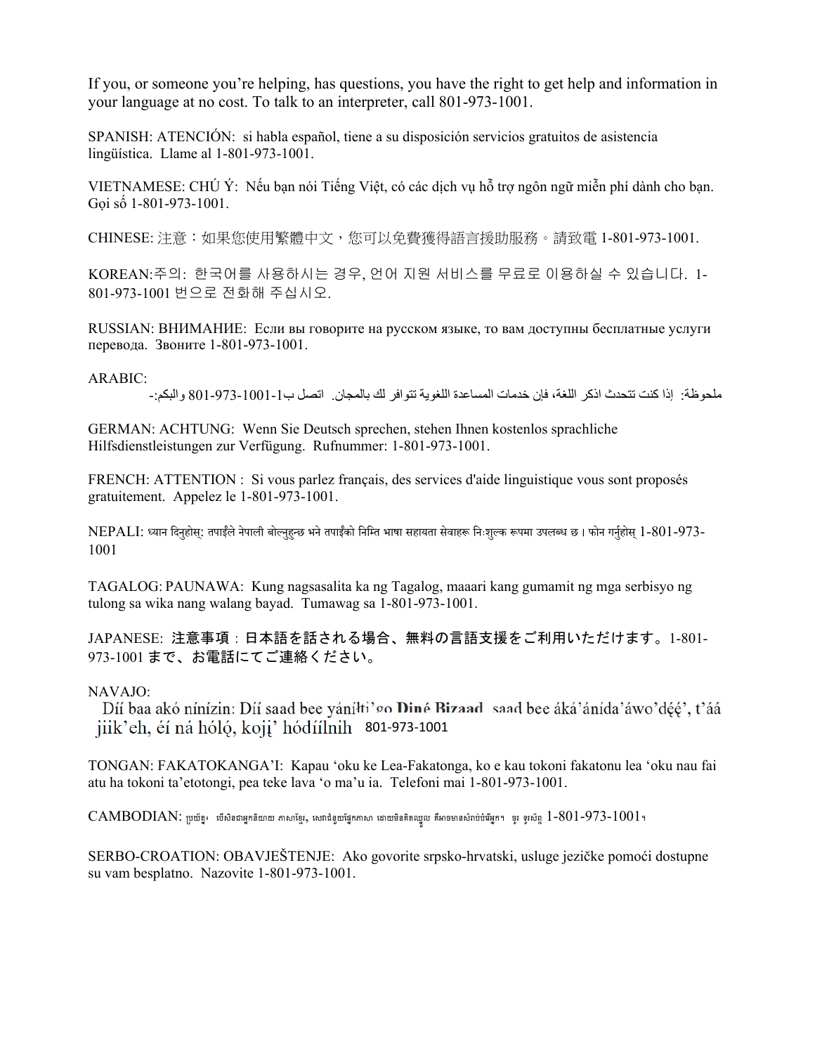If you, or someone you're helping, has questions, you have the right to get help and information in your language at no cost. To talk to an interpreter, call 801-973-1001.

SPANISH: ATENCIÓN: si habla español, tiene a su disposición servicios gratuitos de asistencia lingüística. Llame al 1-801-973-1001.

VIETNAMESE: CHÚ Ý: Nếu bạn nói Tiếng Việt, có các dịch vụ hỗ trợ ngôn ngữ miễn phí dành cho bạn. Gọi số 1-801-973-1001.

CHINESE: 注意：如果您使用繁體中文，您可以免費獲得語言援助服務。請致電 1-801-973-1001.

KOREAN:주의: 한국어를 사용하시는 경우, 언어 지원 서비스를 무료로 이용하실 수 있습니다. 1-801-973-1001 번으로 전화해 주십시오.

RUSSIAN: ВНИМАНИЕ: Если вы говорите на русском языке, то вам доступны бесплатные услуги перевода. Звоните 1-801-973-1001.

ARABIC:

ملحوظة: إذا كنت تتحدث اذكر اللغة، فإن خدمات المساعدة اللغوية تتوافر لك بالمجان. اتصل ب1-801-973-1001 والبكم:-

GERMAN: ACHTUNG: Wenn Sie Deutsch sprechen, stehen Ihnen kostenlos sprachliche Hilfsdienstleistungen zur Verfügung. Rufnummer: 1-801-973-1001.

FRENCH: ATTENTION : Si vous parlez français, des services d'aide linguistique vous sont proposés gratuitement. Appelez le 1-801-973-1001.

NEPALI: ध्यान दिनुहोस्: तपाईंले नेपाली बोल्नुहुन्छ भने तपाईंको निम्ति भाषा सहायता सेवाहरू निःशुल्क रूपमा उपलब्ध छ। फोन गर्नुहोस् 1-801-973-1001

TAGALOG: PAUNAWA: Kung nagsasalita ka ng Tagalog, maaari kang gumamit ng mga serbisyo ng tulong sa wika nang walang bayad. Tumawag sa 1-801-973-1001.

JAPANESE: 注意事項：日本語を話される場合、無料の言語支援をご利用いただけます。1-801-973-1001 まで、お電話にてご連絡ください。

NAVAJO:

Díí baa akó nínízin: Díí saad bee yáníłti'go **Diné Bizaad**, saad bee áká'ánída'áwo'déé', t'áá jiik'eh, éí ná hóló, kojį' hódíílnih 801-973-1001

TONGAN: FAKATOKANGA'I: Kapau 'oku ke Lea-Fakatonga, ko e kau tokoni fakatonu lea 'oku nau fai atu ha tokoni ta'etotongi, pea teke lava 'o ma'u ia. Telefoni mai 1-801-973-1001.

CAMBODIAN: ប្រយ័ត្ន៖ បើសិនជាអ្នកនិយាយ ភាសាខ្មែរ, សេវាជំនួយផ្នែកភាសា ដោយមិនគិតឈ្នួល គឺអាចមានសំរាប់បំរើអ្នក។ ចូរ ទូរស័ព្ទ 1-801-973-1001។

SERBO-CROATION: OBAVJEŠTENJE: Ako govorite srpsko-hrvatski, usluge jezičke pomoći dostupne su vam besplatno. Nazovite 1-801-973-1001.